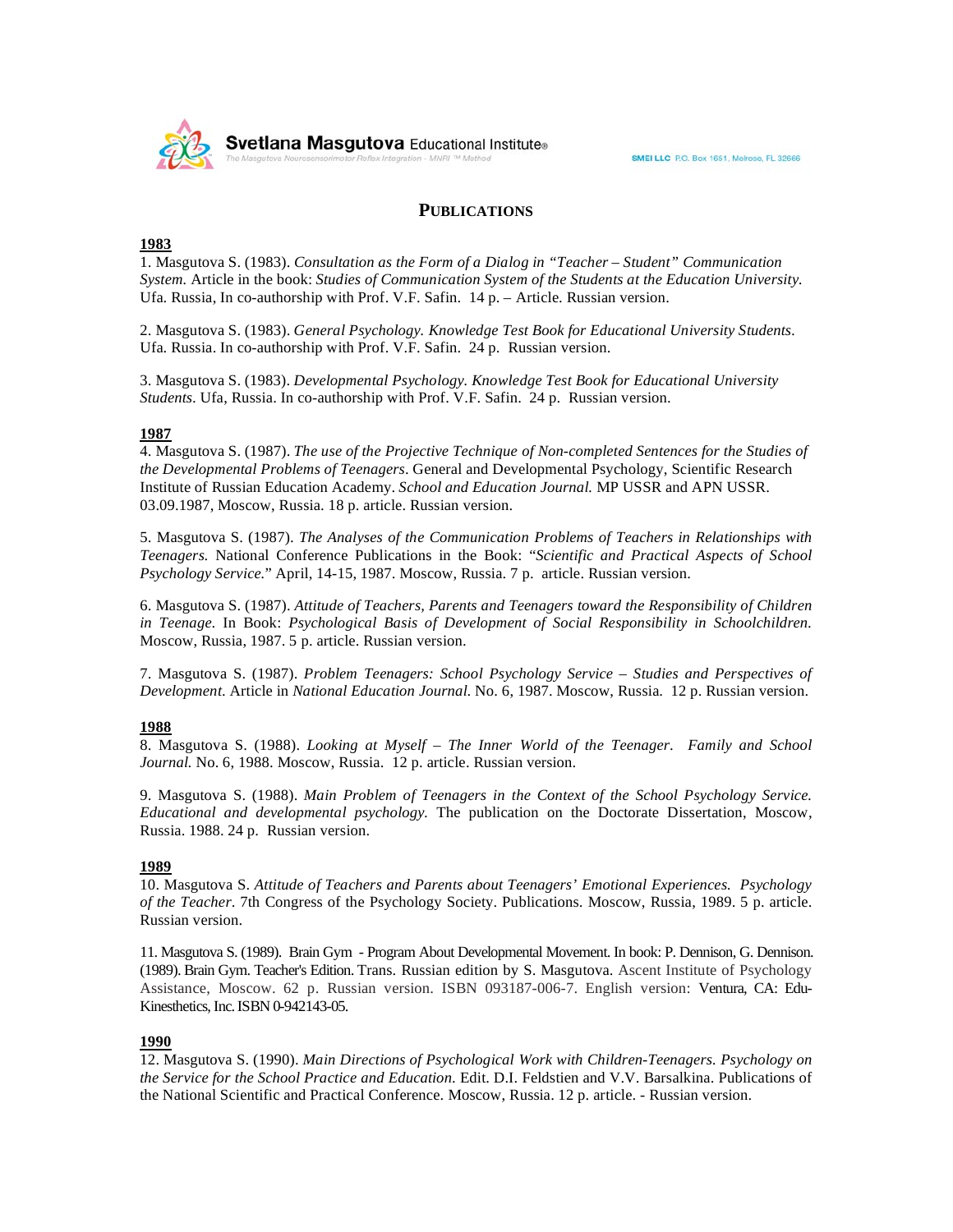**Svetlana Masgutova** Educational Institute®
The Masgutova Neurosensorimotor Reflex Integration - MNRI ™ Method

SMEI LLC P.O. Box 1651, Melrose, FL 32666

# PUBLICATIONS

**1983**

1. Masgutova S. (1983). *Consultation as the Form of a Dialog in "Teacher – Student" Communication System.* Article in the book: *Studies of Communication System of the Students at the Education University.* Ufa. Russia, In co-authorship with Prof. V.F. Safin. 14 p. – Article. Russian version.

2. Masgutova S. (1983). *General Psychology. Knowledge Test Book for Educational University Students.* Ufa. Russia. In co-authorship with Prof. V.F. Safin. 24 p. Russian version.

3. Masgutova S. (1983). *Developmental Psychology. Knowledge Test Book for Educational University Students.* Ufa, Russia. In co-authorship with Prof. V.F. Safin. 24 p. Russian version.

**1987**

4. Masgutova S. (1987). *The use of the Projective Technique of Non-completed Sentences for the Studies of the Developmental Problems of Teenagers.* General and Developmental Psychology, Scientific Research Institute of Russian Education Academy. *School and Education Journal.* MP USSR and APN USSR. 03.09.1987, Moscow, Russia. 18 p. article. Russian version.

5. Masgutova S. (1987). *The Analyses of the Communication Problems of Teachers in Relationships with Teenagers.* National Conference Publications in the Book: "*Scientific and Practical Aspects of School Psychology Service.*" April, 14-15, 1987. Moscow, Russia. 7 p. article. Russian version.

6. Masgutova S. (1987). *Attitude of Teachers, Parents and Teenagers toward the Responsibility of Children in Teenage.* In Book: *Psychological Basis of Development of Social Responsibility in Schoolchildren.* Moscow, Russia, 1987. 5 p. article. Russian version.

7. Masgutova S. (1987). *Problem Teenagers: School Psychology Service – Studies and Perspectives of Development.* Article in *National Education Journal.* No. 6, 1987. Moscow, Russia. 12 p. Russian version.

**1988**

8. Masgutova S. (1988). *Looking at Myself – The Inner World of the Teenager. Family and School Journal.* No. 6, 1988. Moscow, Russia. 12 p. article. Russian version.

9. Masgutova S. (1988). *Main Problem of Teenagers in the Context of the School Psychology Service. Educational and developmental psychology.* The publication on the Doctorate Dissertation, Moscow, Russia. 1988. 24 p. Russian version.

**1989**

10. Masgutova S. *Attitude of Teachers and Parents about Teenagers' Emotional Experiences. Psychology of the Teacher.* 7th Congress of the Psychology Society. Publications. Moscow, Russia, 1989. 5 p. article. Russian version.

11. Masgutova S. (1989). Brain Gym - Program About Developmental Movement. In book: P. Dennison, G. Dennison. (1989). Brain Gym. Teacher's Edition. Trans. Russian edition by S. Masgutova. Ascent Institute of Psychology Assistance, Moscow. 62 p. Russian version. ISBN 093187-006-7. English version: Ventura, CA: Edu-Kinesthetics, Inc. ISBN 0-942143-05.

**1990**

12. Masgutova S. (1990). *Main Directions of Psychological Work with Children-Teenagers. Psychology on the Service for the School Practice and Education.* Edit. D.I. Feldstien and V.V. Barsalkina. Publications of the National Scientific and Practical Conference. Moscow, Russia. 12 p. article. - Russian version.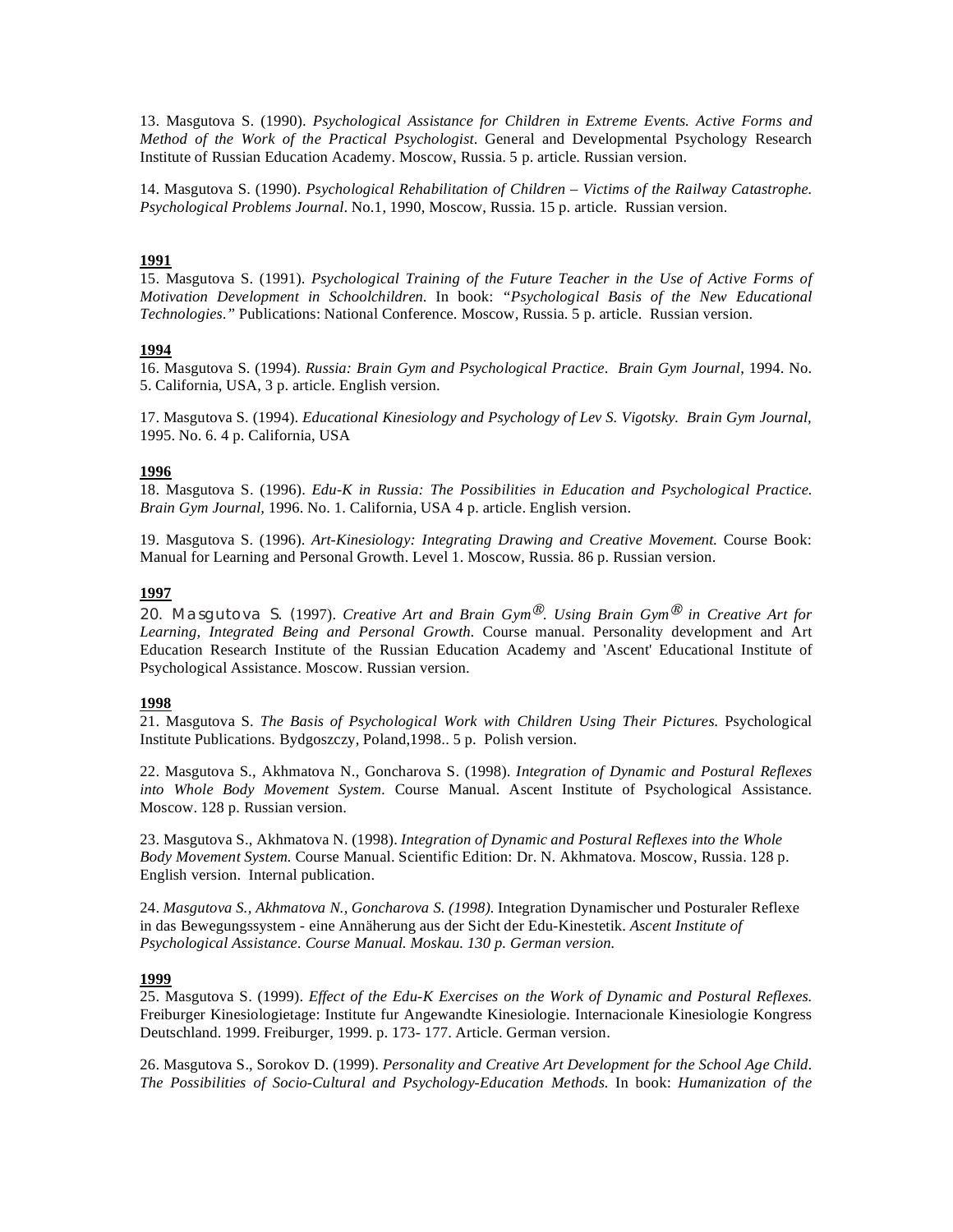13. Masgutova S. (1990). *Psychological Assistance for Children in Extreme Events. Active Forms and Method of the Work of the Practical Psychologist.* General and Developmental Psychology Research Institute of Russian Education Academy. Moscow, Russia. 5 p. article. Russian version.

14. Masgutova S. (1990). *Psychological Rehabilitation of Children – Victims of the Railway Catastrophe. Psychological Problems Journal.* No.1, 1990, Moscow, Russia. 15 p. article. Russian version.

**1991**

15. Masgutova S. (1991). *Psychological Training of the Future Teacher in the Use of Active Forms of Motivation Development in Schoolchildren.* In book: *"Psychological Basis of the New Educational Technologies."* Publications: National Conference. Moscow, Russia. 5 p. article. Russian version.

**1994**

16. Masgutova S. (1994). *Russia: Brain Gym and Psychological Practice. Brain Gym Journal*, 1994. No. 5. California, USA, 3 p. article. English version.

17. Masgutova S. (1994). *Educational Kinesiology and Psychology of Lev S. Vigotsky. Brain Gym Journal*, 1995. No. 6. 4 p. California, USA

**1996**

18. Masgutova S. (1996). *Edu-K in Russia: The Possibilities in Education and Psychological Practice. Brain Gym Journal,* 1996. No. 1. California, USA 4 p. article. English version.

19. Masgutova S. (1996). *Art-Kinesiology: Integrating Drawing and Creative Movement.* Course Book: Manual for Learning and Personal Growth. Level 1. Moscow, Russia. 86 p. Russian version.

**1997**

20. Masgutova S. (1997). *Creative Art and Brain Gym®. Using Brain Gym® in Creative Art for Learning, Integrated Being and Personal Growth.* Course manual. Personality development and Art Education Research Institute of the Russian Education Academy and 'Ascent' Educational Institute of Psychological Assistance. Moscow. Russian version.

**1998**

21. Masgutova S. *The Basis of Psychological Work with Children Using Their Pictures.* Psychological Institute Publications. Bydgoszczy, Poland,1998.. 5 p. Polish version.

22. Masgutova S., Akhmatova N., Goncharova S. (1998). *Integration of Dynamic and Postural Reflexes into Whole Body Movement System.* Course Manual. Ascent Institute of Psychological Assistance. Moscow. 128 p. Russian version.

23. Masgutova S., Akhmatova N. (1998). *Integration of Dynamic and Postural Reflexes into the Whole Body Movement System.* Course Manual. Scientific Edition: Dr. N. Akhmatova. Moscow, Russia. 128 p. English version. Internal publication.

24. *Masgutova S., Akhmatova N., Goncharova S. (1998).* Integration Dynamischer und Posturaler Reflexe in das Bewegungssystem - eine Annäherung aus der Sicht der Edu-Kinestetik. *Ascent Institute of Psychological Assistance. Course Manual. Moskau. 130 p. German version.*

**1999**

25. Masgutova S. (1999). *Effect of the Edu-K Exercises on the Work of Dynamic and Postural Reflexes.* Freiburger Kinesiologietage: Institute fur Angewandte Kinesiologie. Internacionale Kinesiologie Kongress Deutschland. 1999. Freiburger, 1999. p. 173- 177. Article. German version.

26. Masgutova S., Sorokov D. (1999). *Personality and Creative Art Development for the School Age Child. The Possibilities of Socio-Cultural and Psychology-Education Methods.* In book: *Humanization of the*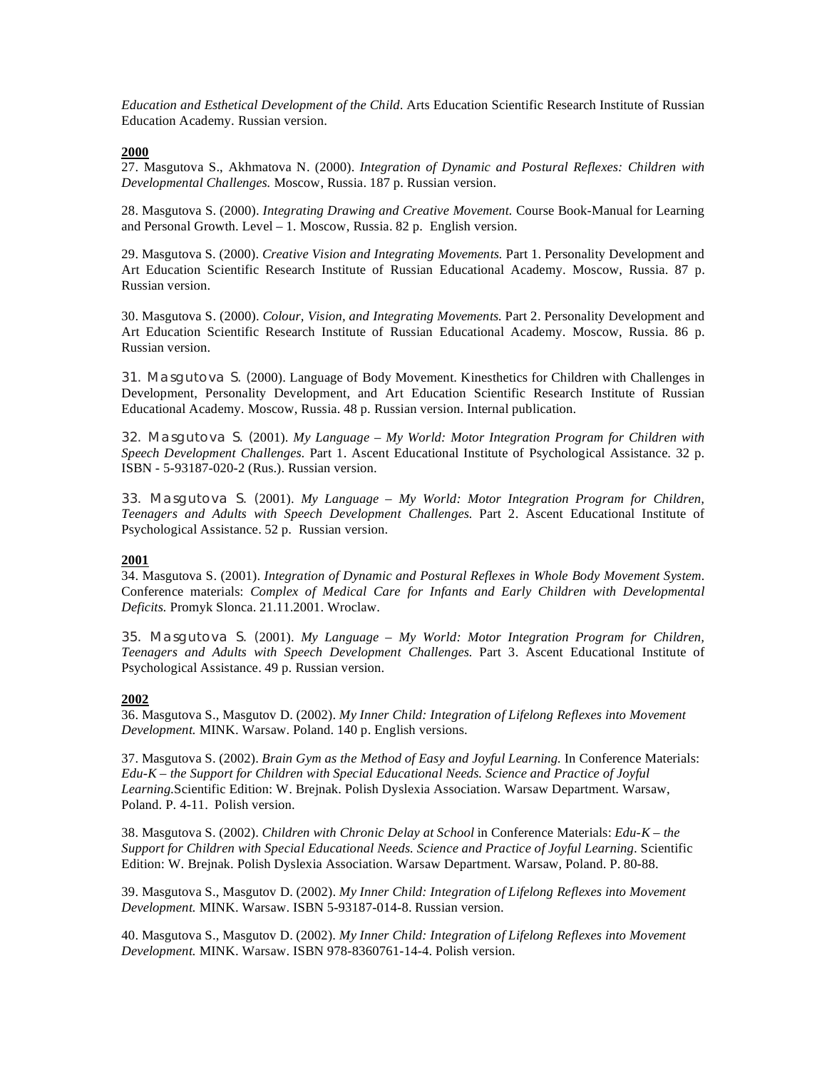*Education and Esthetical Development of the Child*. Arts Education Scientific Research Institute of Russian Education Academy. Russian version.

**2000**

27. Masgutova S., Akhmatova N. (2000). *Integration of Dynamic and Postural Reflexes: Children with Developmental Challenges.* Moscow, Russia. 187 p. Russian version.

28. Masgutova S. (2000). *Integrating Drawing and Creative Movement.* Course Book-Manual for Learning and Personal Growth. Level – 1. Moscow, Russia. 82 p. English version.

29. Masgutova S. (2000). *Creative Vision and Integrating Movements.* Part 1. Personality Development and Art Education Scientific Research Institute of Russian Educational Academy. Moscow, Russia. 87 p. Russian version.

30. Masgutova S. (2000). *Colour, Vision, and Integrating Movements.* Part 2. Personality Development and Art Education Scientific Research Institute of Russian Educational Academy. Moscow, Russia. 86 p. Russian version.

31. Masgutova S. (2000). Language of Body Movement. Kinesthetics for Children with Challenges in Development, Personality Development, and Art Education Scientific Research Institute of Russian Educational Academy. Moscow, Russia. 48 p. Russian version. Internal publication.

32. Masgutova S. (2001). *My Language – My World: Motor Integration Program for Children with Speech Development Challenges.* Part 1. Ascent Educational Institute of Psychological Assistance. 32 p. ISBN - 5-93187-020-2 (Rus.). Russian version.

33. Masgutova S. (2001). *My Language – My World: Motor Integration Program for Children, Teenagers and Adults with Speech Development Challenges.* Part 2. Ascent Educational Institute of Psychological Assistance. 52 p. Russian version.

**2001**

34. Masgutova S. (2001). *Integration of Dynamic and Postural Reflexes in Whole Body Movement System.* Conference materials: *Complex of Medical Care for Infants and Early Children with Developmental Deficits.* Promyk Slonca. 21.11.2001. Wroclaw.

35. Masgutova S. (2001). *My Language – My World: Motor Integration Program for Children, Teenagers and Adults with Speech Development Challenges.* Part 3. Ascent Educational Institute of Psychological Assistance. 49 p. Russian version.

**2002**

36. Masgutova S., Masgutov D. (2002). *My Inner Child: Integration of Lifelong Reflexes into Movement Development.* MINK. Warsaw. Poland. 140 p. English versions.

37. Masgutova S. (2002). *Brain Gym as the Method of Easy and Joyful Learning.* In Conference Materials: *Edu-K – the Support for Children with Special Educational Needs. Science and Practice of Joyful Learning.*Scientific Edition: W. Brejnak. Polish Dyslexia Association. Warsaw Department. Warsaw, Poland. P. 4-11. Polish version.

38. Masgutova S. (2002). *Children with Chronic Delay at School* in Conference Materials: *Edu-K – the Support for Children with Special Educational Needs. Science and Practice of Joyful Learning*. Scientific Edition: W. Brejnak. Polish Dyslexia Association. Warsaw Department. Warsaw, Poland. P. 80-88.

39. Masgutova S., Masgutov D. (2002). *My Inner Child: Integration of Lifelong Reflexes into Movement Development.* MINK. Warsaw. ISBN 5-93187-014-8. Russian version.

40. Masgutova S., Masgutov D. (2002). *My Inner Child: Integration of Lifelong Reflexes into Movement Development.* MINK. Warsaw. ISBN 978-8360761-14-4. Polish version.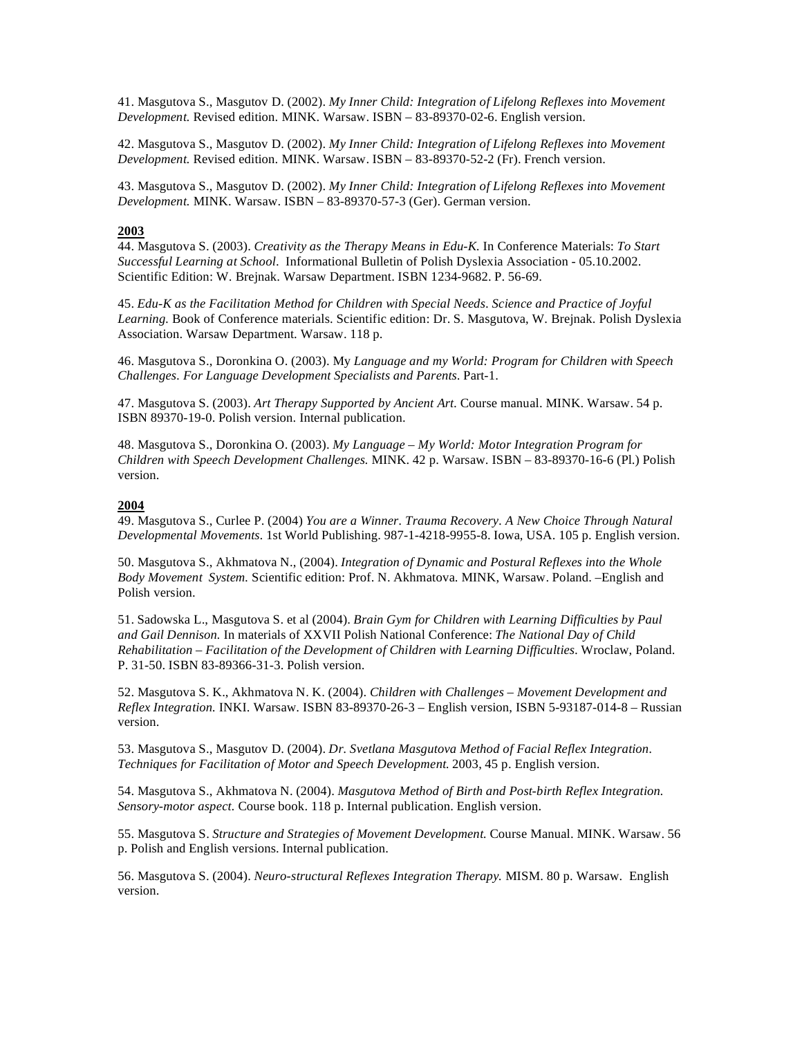41. Masgutova S., Masgutov D. (2002). *My Inner Child: Integration of Lifelong Reflexes into Movement Development.* Revised edition. MINK. Warsaw. ISBN – 83-89370-02-6. English version.

42. Masgutova S., Masgutov D. (2002). *My Inner Child: Integration of Lifelong Reflexes into Movement Development.* Revised edition. MINK. Warsaw. ISBN – 83-89370-52-2 (Fr). French version.

43. Masgutova S., Masgutov D. (2002). *My Inner Child: Integration of Lifelong Reflexes into Movement Development.* MINK. Warsaw. ISBN – 83-89370-57-3 (Ger). German version.

**<u>2003</u>**

44. Masgutova S. (2003). *Creativity as the Therapy Means in Edu-K.* In Conference Materials: *To Start Successful Learning at School*. Informational Bulletin of Polish Dyslexia Association - 05.10.2002. Scientific Edition: W. Brejnak. Warsaw Department. ISBN 1234-9682. P. 56-69.

45. *Edu-K as the Facilitation Method for Children with Special Needs. Science and Practice of Joyful Learning.* Book of Conference materials. Scientific edition: Dr. S. Masgutova, W. Brejnak. Polish Dyslexia Association. Warsaw Department. Warsaw. 118 p.

46. Masgutova S., Doronkina O. (2003). My *Language and my World: Program for Children with Speech Challenges. For Language Development Specialists and Parents.* Part-1.

47. Masgutova S. (2003). *Art Therapy Supported by Ancient Art.* Course manual. MINK. Warsaw. 54 p. ISBN 89370-19-0. Polish version. Internal publication.

48. Masgutova S., Doronkina O. (2003). *My Language – My World: Motor Integration Program for Children with Speech Development Challenges.* MINK. 42 p. Warsaw. ISBN – 83-89370-16-6 (Pl.) Polish version.

**<u>2004</u>**

49. Masgutova S., Curlee P. (2004) *You are a Winner. Trauma Recovery. A New Choice Through Natural Developmental Movements.* 1st World Publishing. 987-1-4218-9955-8. Iowa, USA. 105 p. English version.

50. Masgutova S., Akhmatova N., (2004). *Integration of Dynamic and Postural Reflexes into the Whole Body Movement System.* Scientific edition: Prof. N. Akhmatova. MINK, Warsaw. Poland. –English and Polish version.

51. Sadowska L., Masgutova S. et al (2004). *Brain Gym for Children with Learning Difficulties by Paul and Gail Dennison.* In materials of XXVII Polish National Conference: *The National Day of Child Rehabilitation – Facilitation of the Development of Children with Learning Difficulties.* Wroclaw, Poland. P. 31-50. ISBN 83-89366-31-3. Polish version.

52. Masgutova S. K., Akhmatova N. K. (2004). *Children with Challenges – Movement Development and Reflex Integration.* INKI. Warsaw. ISBN 83-89370-26-3 – English version, ISBN 5-93187-014-8 – Russian version.

53. Masgutova S., Masgutov D. (2004). *Dr. Svetlana Masgutova Method of Facial Reflex Integration. Techniques for Facilitation of Motor and Speech Development.* 2003, 45 p. English version.

54. Masgutova S., Akhmatova N. (2004). *Masgutova Method of Birth and Post-birth Reflex Integration. Sensory-motor aspect.* Course book. 118 p. Internal publication. English version.

55. Masgutova S. *Structure and Strategies of Movement Development.* Course Manual. MINK. Warsaw. 56 p. Polish and English versions. Internal publication.

56. Masgutova S. (2004). *Neuro-structural Reflexes Integration Therapy.* MISM. 80 p. Warsaw. English version.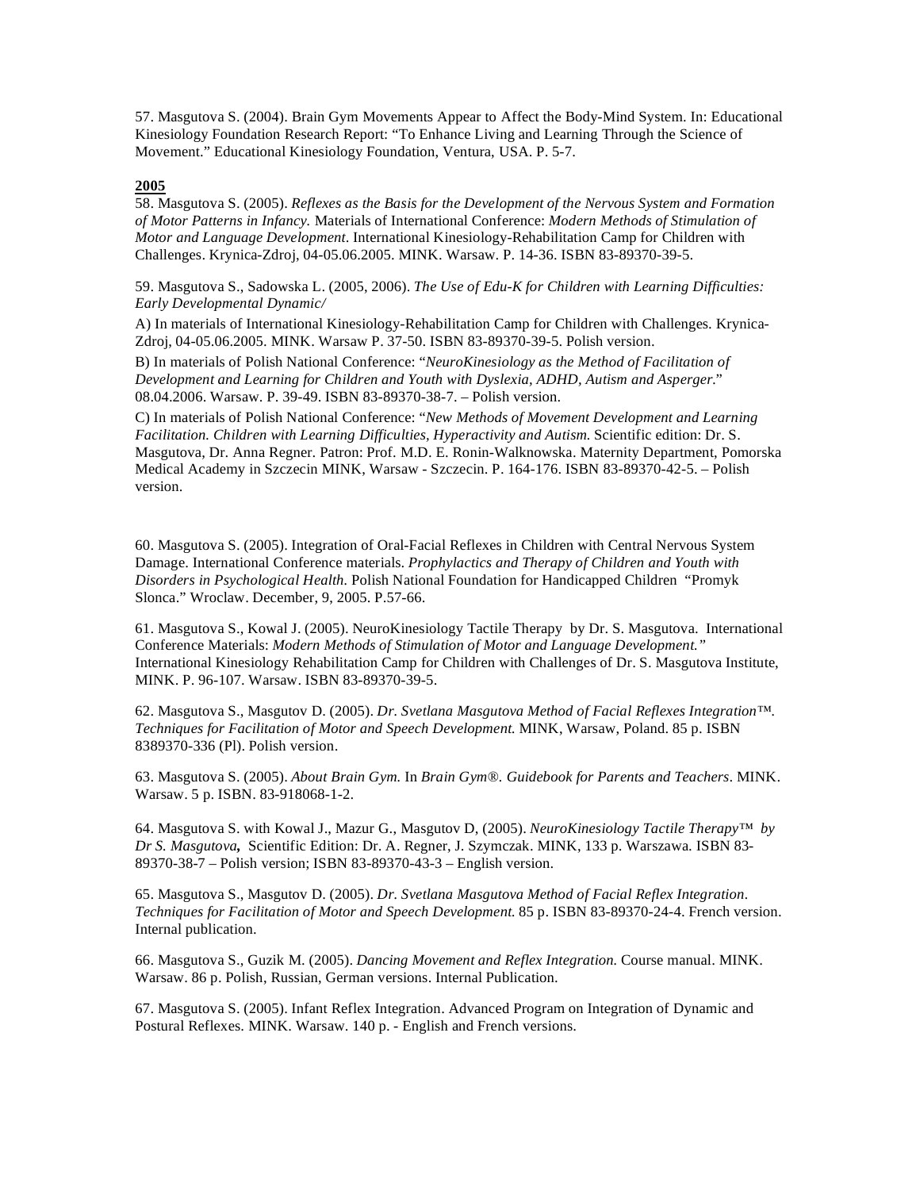57. Masgutova S. (2004). Brain Gym Movements Appear to Affect the Body-Mind System. In: Educational Kinesiology Foundation Research Report: "To Enhance Living and Learning Through the Science of Movement." Educational Kinesiology Foundation, Ventura, USA. P. 5-7.

**2005**

58. Masgutova S. (2005). *Reflexes as the Basis for the Development of the Nervous System and Formation of Motor Patterns in Infancy.* Materials of International Conference: *Modern Methods of Stimulation of Motor and Language Development*. International Kinesiology-Rehabilitation Camp for Children with Challenges. Krynica-Zdroj, 04-05.06.2005. MINK. Warsaw. P. 14-36. ISBN 83-89370-39-5.

59. Masgutova S., Sadowska L. (2005, 2006). *The Use of Edu-K for Children with Learning Difficulties: Early Developmental Dynamic/*

A) In materials of International Kinesiology-Rehabilitation Camp for Children with Challenges. Krynica-Zdroj, 04-05.06.2005. MINK. Warsaw P. 37-50. ISBN 83-89370-39-5. Polish version.

B) In materials of Polish National Conference: "*NeuroKinesiology as the Method of Facilitation of Development and Learning for Children and Youth with Dyslexia, ADHD, Autism and Asperger.*" 08.04.2006. Warsaw. P. 39-49. ISBN 83-89370-38-7. – Polish version.

C) In materials of Polish National Conference: "*New Methods of Movement Development and Learning Facilitation. Children with Learning Difficulties, Hyperactivity and Autism.* Scientific edition: Dr. S. Masgutova, Dr. Anna Regner. Patron: Prof. M.D. E. Ronin-Walknowska. Maternity Department, Pomorska Medical Academy in Szczecin MINK, Warsaw - Szczecin. P. 164-176. ISBN 83-89370-42-5. – Polish version.

60. Masgutova S. (2005). Integration of Oral-Facial Reflexes in Children with Central Nervous System Damage. International Conference materials. *Prophylactics and Therapy of Children and Youth with Disorders in Psychological Health.* Polish National Foundation for Handicapped Children "Promyk Slonca." Wroclaw. December, 9, 2005. P.57-66.

61. Masgutova S., Kowal J. (2005). NeuroKinesiology Tactile Therapy by Dr. S. Masgutova. International Conference Materials: *Modern Methods of Stimulation of Motor and Language Development."* International Kinesiology Rehabilitation Camp for Children with Challenges of Dr. S. Masgutova Institute, MINK. P. 96-107. Warsaw. ISBN 83-89370-39-5.

62. Masgutova S., Masgutov D. (2005). *Dr. Svetlana Masgutova Method of Facial Reflexes Integration™. Techniques for Facilitation of Motor and Speech Development.* MINK, Warsaw, Poland. 85 p. ISBN 8389370-336 (Pl). Polish version.

63. Masgutova S. (2005). *About Brain Gym.* In *Brain Gym®. Guidebook for Parents and Teachers*. MINK. Warsaw. 5 p. ISBN. 83-918068-1-2.

64. Masgutova S. with Kowal J., Mazur G., Masgutov D, (2005). *NeuroKinesiology Tactile Therapy™ by Dr S. Masgutova,* Scientific Edition: Dr. A. Regner, J. Szymczak. MINK, 133 p. Warszawa. ISBN 83-89370-38-7 – Polish version; ISBN 83-89370-43-3 – English version.

65. Masgutova S., Masgutov D. (2005). *Dr. Svetlana Masgutova Method of Facial Reflex Integration. Techniques for Facilitation of Motor and Speech Development.* 85 p. ISBN 83-89370-24-4. French version. Internal publication.

66. Masgutova S., Guzik M. (2005). *Dancing Movement and Reflex Integration.* Course manual. MINK. Warsaw. 86 p. Polish, Russian, German versions. Internal Publication.

67. Masgutova S. (2005). Infant Reflex Integration. Advanced Program on Integration of Dynamic and Postural Reflexes. MINK. Warsaw. 140 p. - English and French versions.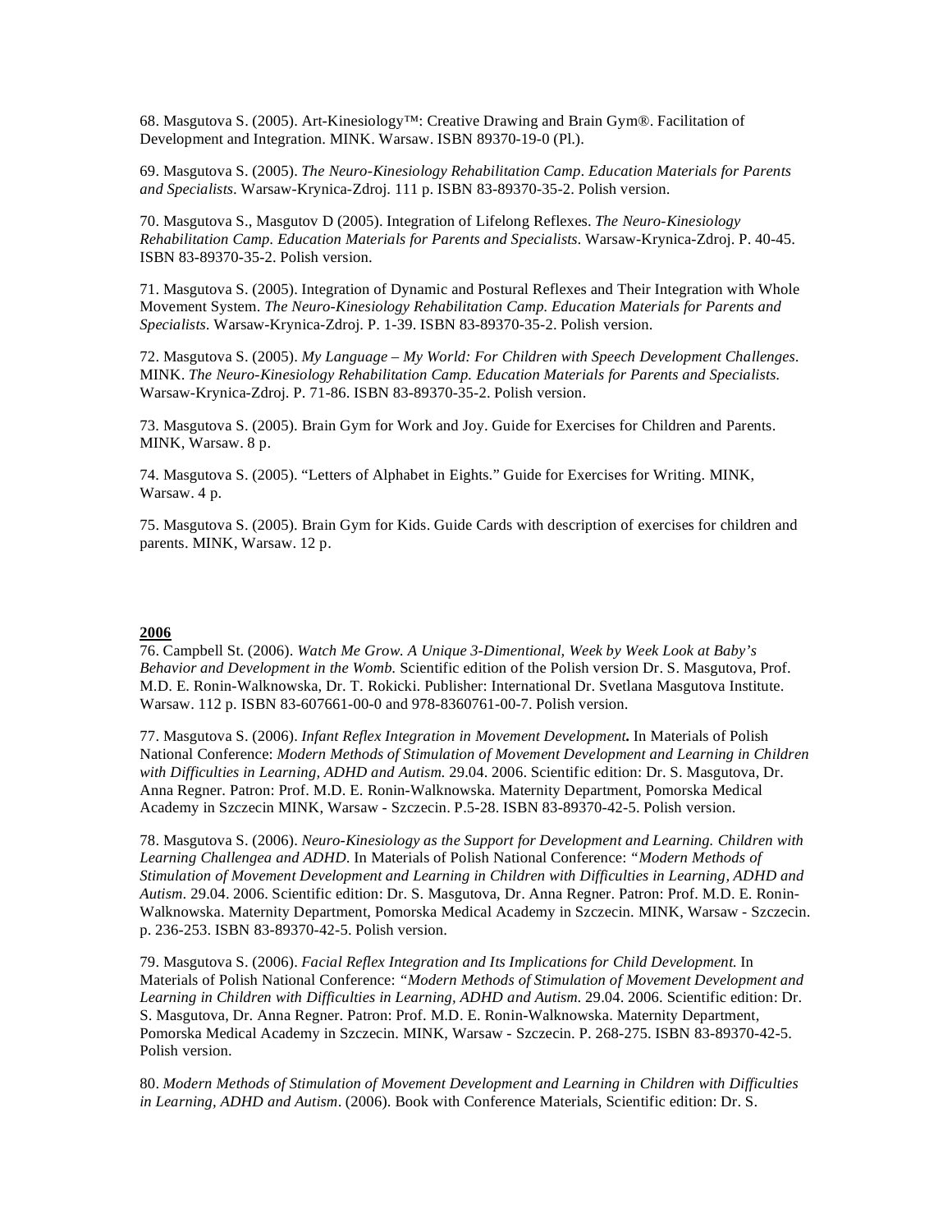68. Masgutova S. (2005). Art-Kinesiology™: Creative Drawing and Brain Gym®. Facilitation of Development and Integration. MINK. Warsaw. ISBN 89370-19-0 (Pl.).

69. Masgutova S. (2005). *The Neuro-Kinesiology Rehabilitation Camp. Education Materials for Parents and Specialists.* Warsaw-Krynica-Zdroj. 111 p. ISBN 83-89370-35-2. Polish version.

70. Masgutova S., Masgutov D (2005). Integration of Lifelong Reflexes. *The Neuro-Kinesiology Rehabilitation Camp. Education Materials for Parents and Specialists.* Warsaw-Krynica-Zdroj. P. 40-45. ISBN 83-89370-35-2. Polish version.

71. Masgutova S. (2005). Integration of Dynamic and Postural Reflexes and Their Integration with Whole Movement System. *The Neuro-Kinesiology Rehabilitation Camp. Education Materials for Parents and Specialists.* Warsaw-Krynica-Zdroj. P. 1-39. ISBN 83-89370-35-2. Polish version.

72. Masgutova S. (2005). *My Language – My World: For Children with Speech Development Challenges.* MINK. *The Neuro-Kinesiology Rehabilitation Camp. Education Materials for Parents and Specialists.* Warsaw-Krynica-Zdroj. P. 71-86. ISBN 83-89370-35-2. Polish version.

73. Masgutova S. (2005). Brain Gym for Work and Joy. Guide for Exercises for Children and Parents. MINK, Warsaw. 8 p.

74. Masgutova S. (2005). "Letters of Alphabet in Eights." Guide for Exercises for Writing. MINK, Warsaw. 4 p.

75. Masgutova S. (2005). Brain Gym for Kids. Guide Cards with description of exercises for children and parents. MINK, Warsaw. 12 p.

**2006**

76. Campbell St. (2006). *Watch Me Grow. A Unique 3-Dimentional, Week by Week Look at Baby's Behavior and Development in the Womb.* Scientific edition of the Polish version Dr. S. Masgutova, Prof. M.D. E. Ronin-Walknowska, Dr. T. Rokicki. Publisher: International Dr. Svetlana Masgutova Institute. Warsaw. 112 p. ISBN 83-607661-00-0 and 978-8360761-00-7. Polish version.

77. Masgutova S. (2006). *Infant Reflex Integration in Movement Development***.** In Materials of Polish National Conference: *Modern Methods of Stimulation of Movement Development and Learning in Children with Difficulties in Learning, ADHD and Autism.* 29.04. 2006. Scientific edition: Dr. S. Masgutova, Dr. Anna Regner. Patron: Prof. M.D. E. Ronin-Walknowska. Maternity Department, Pomorska Medical Academy in Szczecin MINK, Warsaw - Szczecin. P.5-28. ISBN 83-89370-42-5. Polish version.

78. Masgutova S. (2006). *Neuro-Kinesiology as the Support for Development and Learning. Children with Learning Challengea and ADHD.* In Materials of Polish National Conference: *"Modern Methods of Stimulation of Movement Development and Learning in Children with Difficulties in Learning, ADHD and Autism.* 29.04. 2006. Scientific edition: Dr. S. Masgutova, Dr. Anna Regner. Patron: Prof. M.D. E. Ronin-Walknowska. Maternity Department, Pomorska Medical Academy in Szczecin. MINK, Warsaw - Szczecin. p. 236-253. ISBN 83-89370-42-5. Polish version.

79. Masgutova S. (2006). *Facial Reflex Integration and Its Implications for Child Development.* In Materials of Polish National Conference: *"Modern Methods of Stimulation of Movement Development and Learning in Children with Difficulties in Learning, ADHD and Autism.* 29.04. 2006. Scientific edition: Dr. S. Masgutova, Dr. Anna Regner. Patron: Prof. M.D. E. Ronin-Walknowska. Maternity Department, Pomorska Medical Academy in Szczecin. MINK, Warsaw - Szczecin. P. 268-275. ISBN 83-89370-42-5. Polish version.

80. *Modern Methods of Stimulation of Movement Development and Learning in Children with Difficulties in Learning, ADHD and Autism*. (2006). Book with Conference Materials, Scientific edition: Dr. S.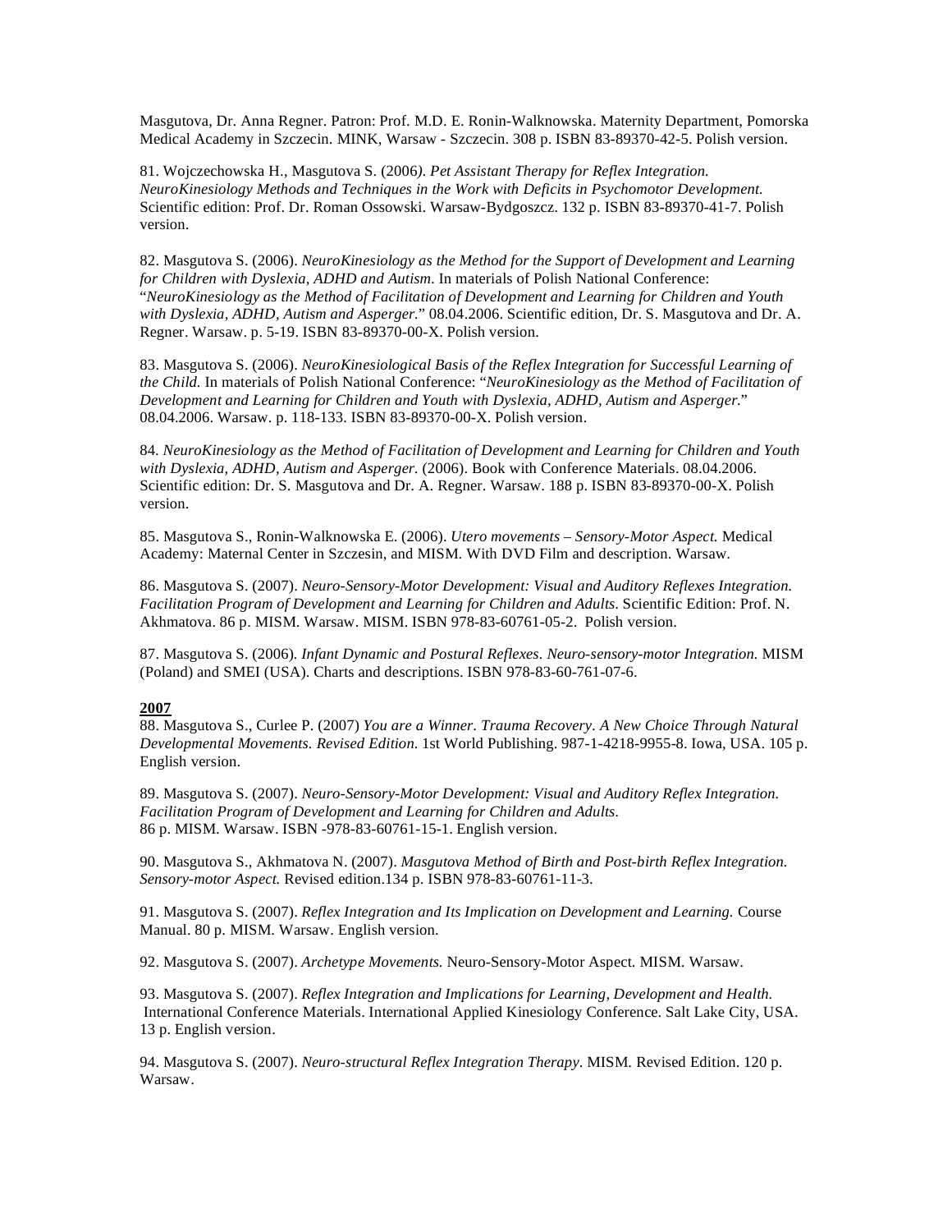Masgutova, Dr. Anna Regner. Patron: Prof. M.D. E. Ronin-Walknowska. Maternity Department, Pomorska Medical Academy in Szczecin. MINK, Warsaw - Szczecin. 308 p. ISBN 83-89370-42-5. Polish version.

81. Wojczechowska H., Masgutova S. (2006*). Pet Assistant Therapy for Reflex Integration. NeuroKinesiology Methods and Techniques in the Work with Deficits in Psychomotor Development.* Scientific edition: Prof. Dr. Roman Ossowski. Warsaw-Bydgoszcz. 132 p. ISBN 83-89370-41-7. Polish version.

82. Masgutova S. (2006). *NeuroKinesiology as the Method for the Support of Development and Learning for Children with Dyslexia, ADHD and Autism*. In materials of Polish National Conference: "*NeuroKinesiology as the Method of Facilitation of Development and Learning for Children and Youth with Dyslexia, ADHD, Autism and Asperger.*" 08.04.2006. Scientific edition, Dr. S. Masgutova and Dr. A. Regner. Warsaw. p. 5-19. ISBN 83-89370-00-X. Polish version.

83. Masgutova S. (2006). *NeuroKinesiological Basis of the Reflex Integration for Successful Learning of the Child.* In materials of Polish National Conference: "*NeuroKinesiology as the Method of Facilitation of Development and Learning for Children and Youth with Dyslexia, ADHD, Autism and Asperger.*" 08.04.2006. Warsaw. p. 118-133. ISBN 83-89370-00-X. Polish version.

84*. NeuroKinesiology as the Method of Facilitation of Development and Learning for Children and Youth with Dyslexia, ADHD, Autism and Asperger.* (2006). Book with Conference Materials. 08.04.2006. Scientific edition: Dr. S. Masgutova and Dr. A. Regner. Warsaw. 188 p. ISBN 83-89370-00-X. Polish version.

85. Masgutova S., Ronin-Walknowska E. (2006). *Utero movements – Sensory-Motor Aspect.* Medical Academy: Maternal Center in Szczesin, and MISM. With DVD Film and description. Warsaw.

86. Masgutova S. (2007). *Neuro-Sensory-Motor Development: Visual and Auditory Reflexes Integration. Facilitation Program of Development and Learning for Children and Adults*. Scientific Edition: Prof. N. Akhmatova. 86 p. MISM. Warsaw. MISM. ISBN 978-83-60761-05-2. Polish version.

87. Masgutova S. (2006)*. Infant Dynamic and Postural Reflexes. Neuro-sensory-motor Integration.* MISM (Poland) and SMEI (USA). Charts and descriptions. ISBN 978-83-60-761-07-6.

**2007**

88. Masgutova S., Curlee P. (2007) *You are a Winner. Trauma Recovery. A New Choice Through Natural Developmental Movements. Revised Edition.* 1st World Publishing. 987-1-4218-9955-8. Iowa, USA. 105 p. English version.

89. Masgutova S. (2007). *Neuro-Sensory-Motor Development: Visual and Auditory Reflex Integration. Facilitation Program of Development and Learning for Children and Adults*. 86 p. MISM. Warsaw. ISBN -978-83-60761-15-1. English version.

90. Masgutova S., Akhmatova N. (2007). *Masgutova Method of Birth and Post-birth Reflex Integration. Sensory-motor Aspect.* Revised edition.134 p. ISBN 978-83-60761-11-3.

91. Masgutova S. (2007). *Reflex Integration and Its Implication on Development and Learning.* Course Manual. 80 p. MISM. Warsaw. English version.

92. Masgutova S. (2007). *Archetype Movements.* Neuro-Sensory-Motor Aspect. MISM. Warsaw.

93. Masgutova S. (2007). *Reflex Integration and Implications for Learning, Development and Health.* International Conference Materials. International Applied Kinesiology Conference. Salt Lake City, USA. 13 p. English version.

94. Masgutova S. (2007). *Neuro-structural Reflex Integration Therapy*. MISM. Revised Edition. 120 p. Warsaw.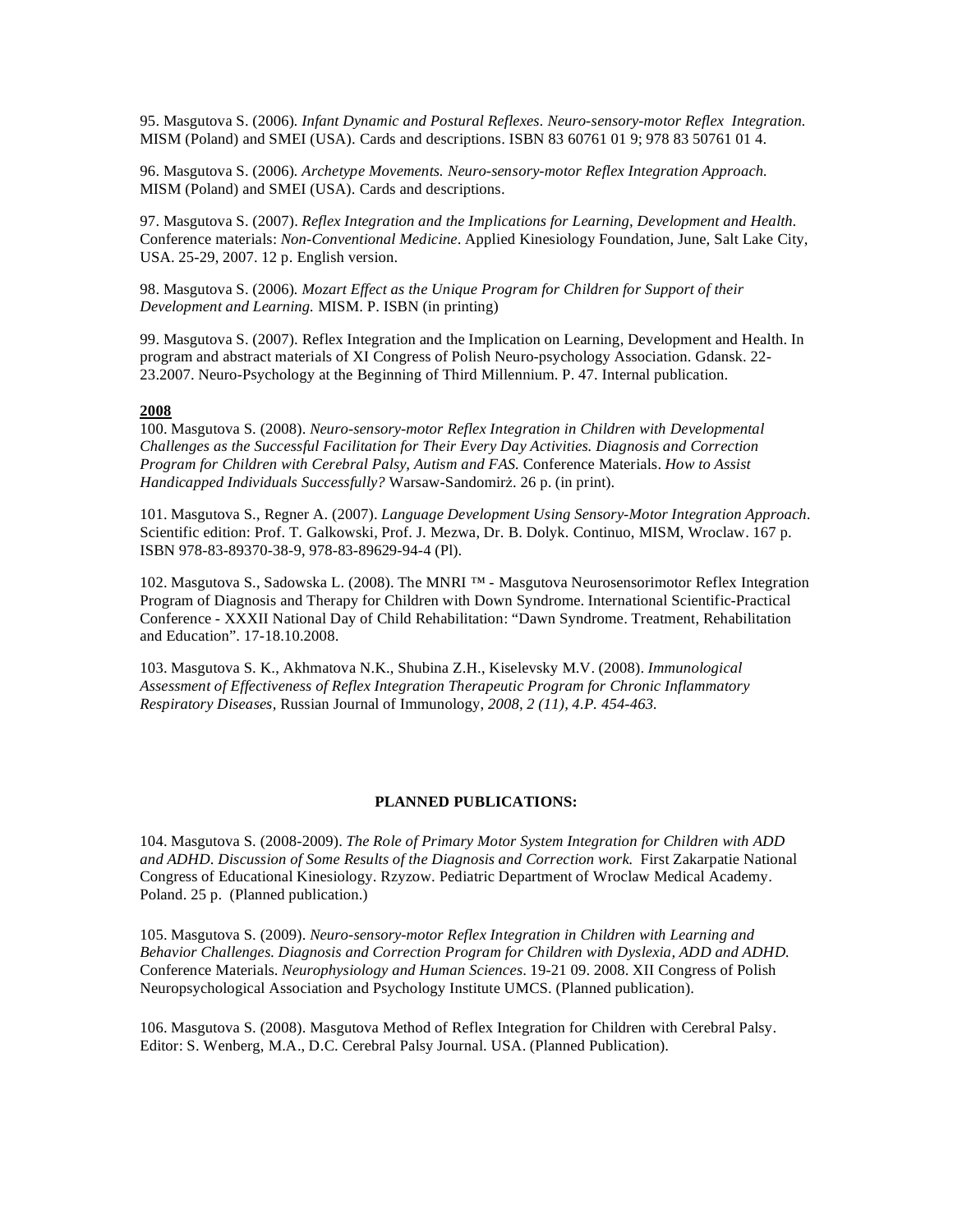95. Masgutova S. (2006). *Infant Dynamic and Postural Reflexes. Neuro-sensory-motor Reflex Integration.* MISM (Poland) and SMEI (USA). Cards and descriptions. ISBN 83 60761 01 9; 978 83 50761 01 4.

96. Masgutova S. (2006). *Archetype Movements. Neuro-sensory-motor Reflex Integration Approach.* MISM (Poland) and SMEI (USA). Cards and descriptions.

97. Masgutova S. (2007). *Reflex Integration and the Implications for Learning, Development and Health.* Conference materials: *Non-Conventional Medicine*. Applied Kinesiology Foundation, June, Salt Lake City, USA. 25-29, 2007. 12 p. English version.

98. Masgutova S. (2006). *Mozart Effect as the Unique Program for Children for Support of their Development and Learning.* MISM. P. ISBN (in printing)

99. Masgutova S. (2007). Reflex Integration and the Implication on Learning, Development and Health. In program and abstract materials of XI Congress of Polish Neuro-psychology Association. Gdansk. 22-23.2007. Neuro-Psychology at the Beginning of Third Millennium. P. 47. Internal publication.

**2008**

100. Masgutova S. (2008). *Neuro-sensory-motor Reflex Integration in Children with Developmental Challenges as the Successful Facilitation for Their Every Day Activities. Diagnosis and Correction Program for Children with Cerebral Palsy, Autism and FAS.* Conference Materials. *How to Assist Handicapped Individuals Successfully?* Warsaw-Sandomirż. 26 p. (in print).

101. Masgutova S., Regner A. (2007). *Language Development Using Sensory-Motor Integration Approach*. Scientific edition: Prof. T. Galkowski, Prof. J. Mezwa, Dr. B. Dolyk. Continuo, MISM, Wroclaw. 167 p. ISBN 978-83-89370-38-9, 978-83-89629-94-4 (Pl).

102. Masgutova S., Sadowska L. (2008). The MNRI ™ - Masgutova Neurosensorimotor Reflex Integration Program of Diagnosis and Therapy for Children with Down Syndrome. International Scientific-Practical Conference - XXXII National Day of Child Rehabilitation: "Dawn Syndrome. Treatment, Rehabilitation and Education". 17-18.10.2008.

103. Masgutova S. K., Akhmatova N.K., Shubina Z.H., Kiselevsky M.V. (2008). *Immunological Assessment of Effectiveness of Reflex Integration Therapeutic Program for Chronic Inflammatory Respiratory Diseases,* Russian Journal of Immunology, *2008, 2 (11), 4.P. 454-463.*

**PLANNED PUBLICATIONS:**

104. Masgutova S. (2008-2009). *The Role of Primary Motor System Integration for Children with ADD and ADHD. Discussion of Some Results of the Diagnosis and Correction work.* First Zakarpatie National Congress of Educational Kinesiology. Rzyzow. Pediatric Department of Wroclaw Medical Academy. Poland. 25 p. (Planned publication.)

105. Masgutova S. (2009). *Neuro-sensory-motor Reflex Integration in Children with Learning and Behavior Challenges. Diagnosis and Correction Program for Children with Dyslexia, ADD and ADHD.* Conference Materials. *Neurophysiology and Human Sciences*. 19-21 09. 2008. XII Congress of Polish Neuropsychological Association and Psychology Institute UMCS. (Planned publication).

106. Masgutova S. (2008). Masgutova Method of Reflex Integration for Children with Cerebral Palsy. Editor: S. Wenberg, M.A., D.C. Cerebral Palsy Journal. USA. (Planned Publication).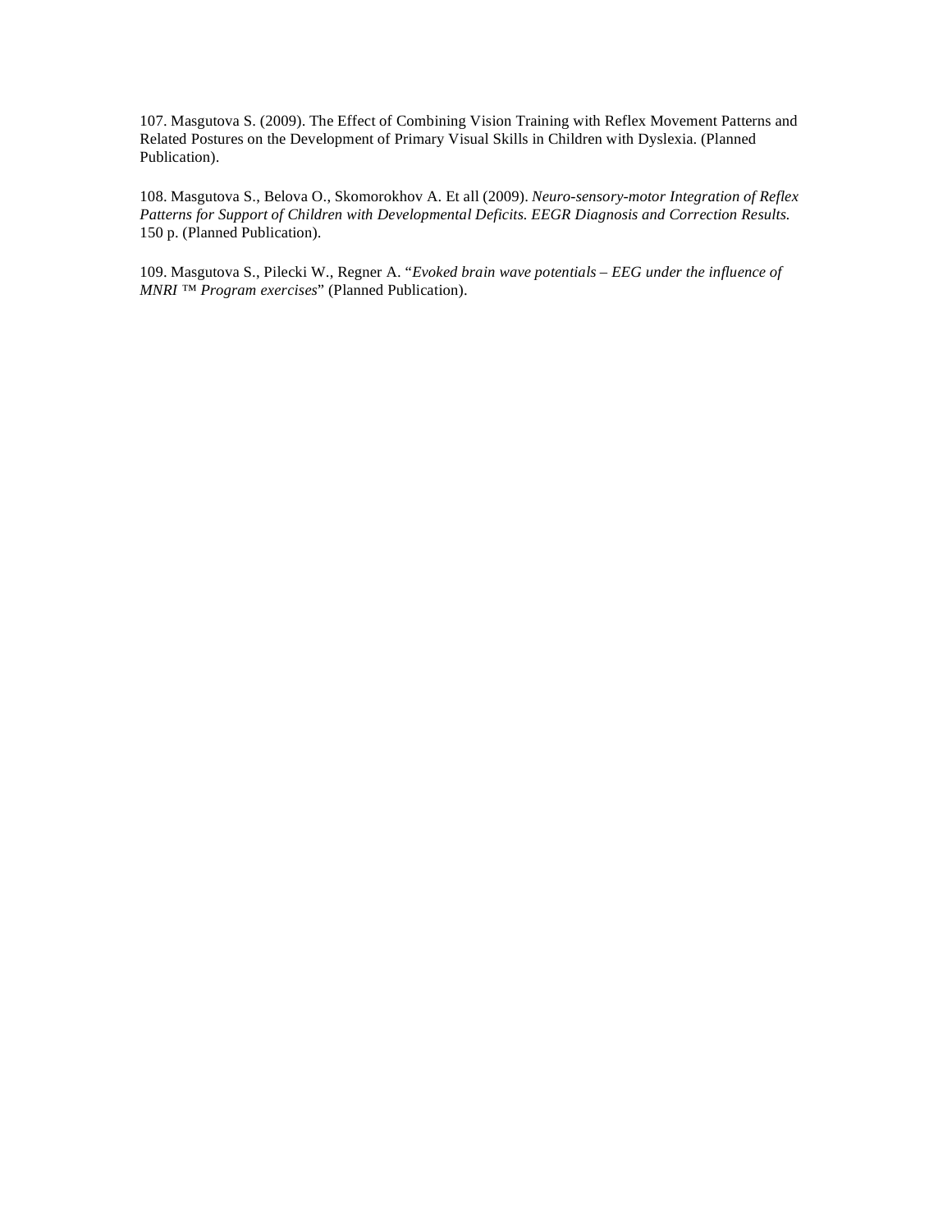107. Masgutova S. (2009). The Effect of Combining Vision Training with Reflex Movement Patterns and Related Postures on the Development of Primary Visual Skills in Children with Dyslexia. (Planned Publication).

108. Masgutova S., Belova O., Skomorokhov A. Et all (2009). *Neuro-sensory-motor Integration of Reflex Patterns for Support of Children with Developmental Deficits. EEGR Diagnosis and Correction Results.* 150 p. (Planned Publication).

109. Masgutova S., Pilecki W., Regner A. "*Evoked brain wave potentials – EEG under the influence of MNRI ™ Program exercises*" (Planned Publication).